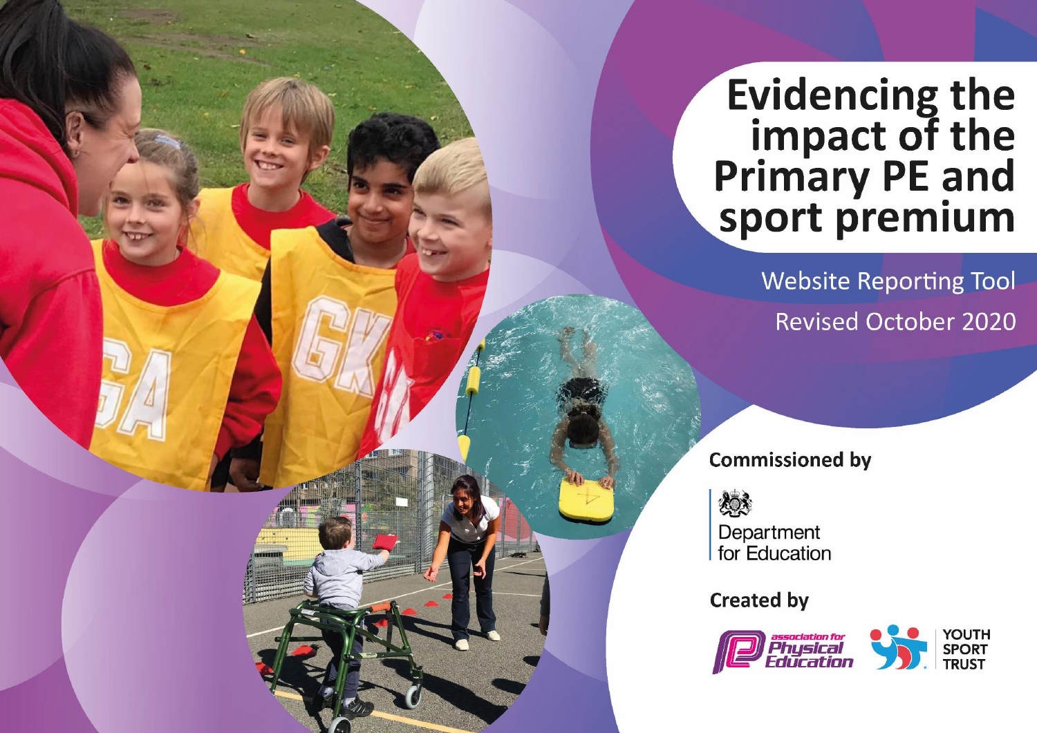# Evidencing the impact of the Primary PE and sport premium

Website Reporting Tool

Revised October 2020

**Commissioned by**

Department for Education

**Created by**

association for Physical Education

YOUTH SPORT TRUST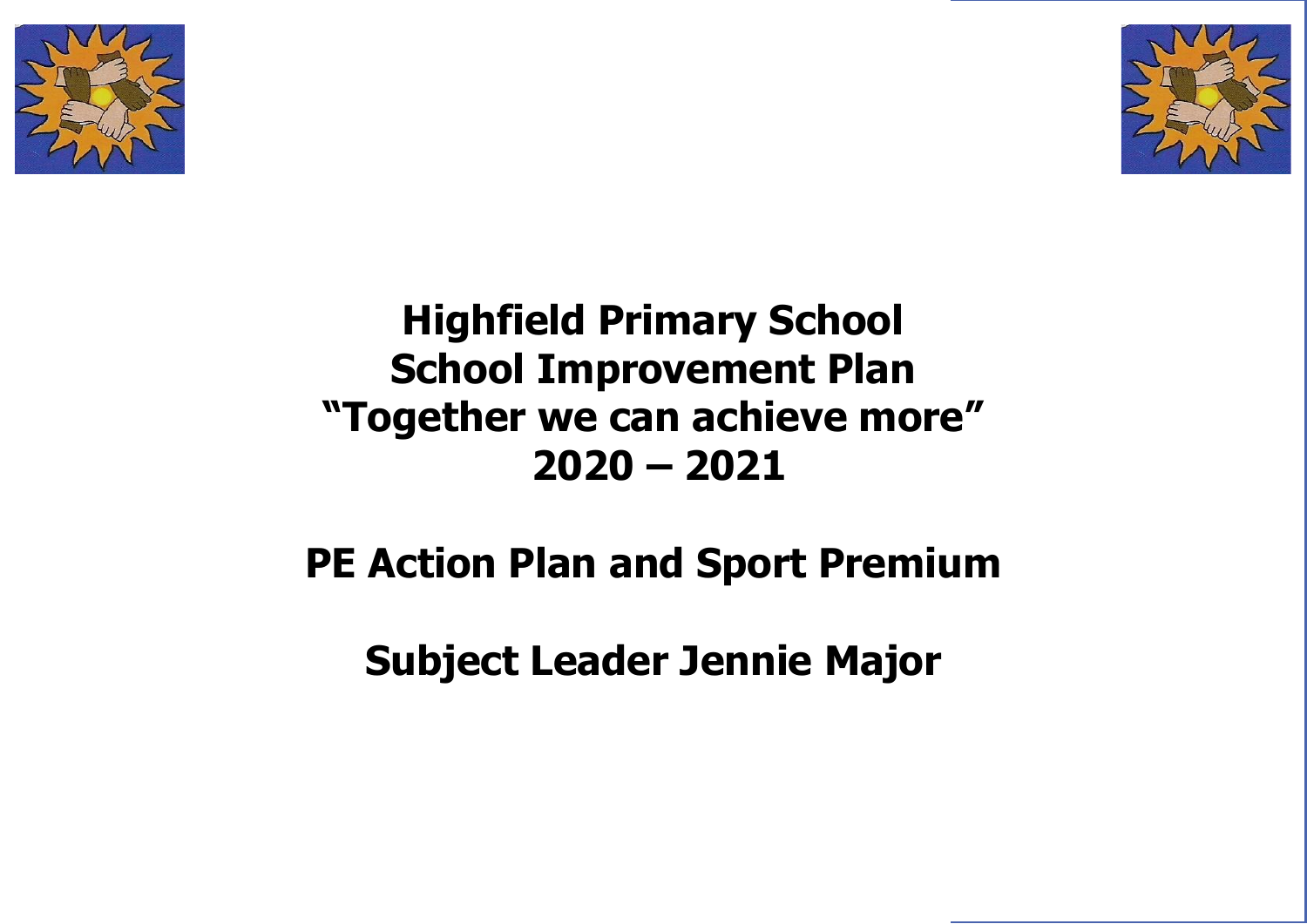# Highfield Primary School
# School Improvement Plan
# "Together we can achieve more"
# 2020 – 2021

## PE Action Plan and Sport Premium

## Subject Leader Jennie Major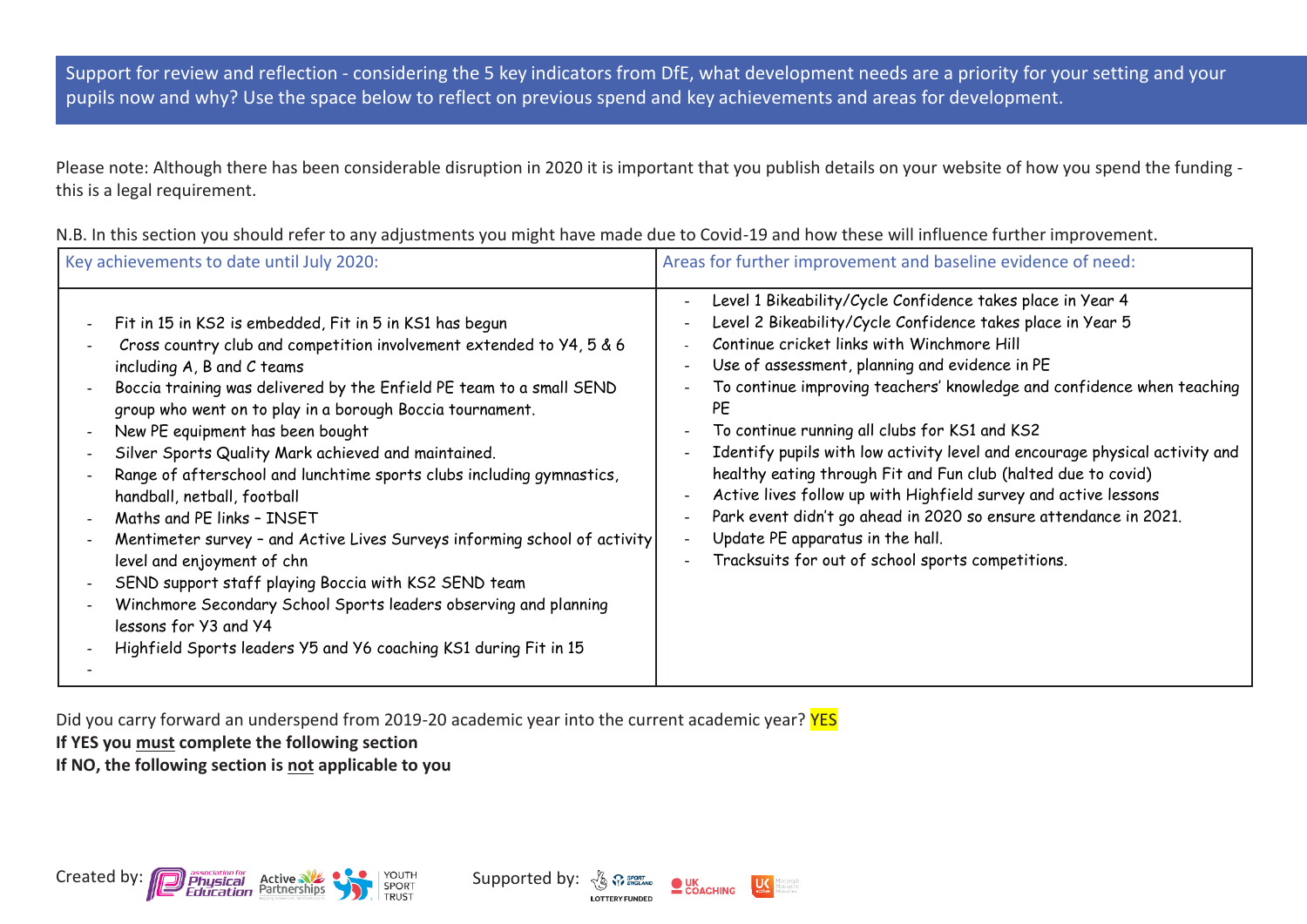Support for review and reflection - considering the 5 key indicators from DfE, what development needs are a priority for your setting and your pupils now and why? Use the space below to reflect on previous spend and key achievements and areas for development.

Please note: Although there has been considerable disruption in 2020 it is important that you publish details on your website of how you spend the funding - this is a legal requirement.

N.B. In this section you should refer to any adjustments you might have made due to Covid-19 and how these will influence further improvement.

| Key achievements to date until July 2020: | Areas for further improvement and baseline evidence of need: |
|---|---|
| - Fit in 15 in KS2 is embedded, Fit in 5 in KS1 has begun<br>- Cross country club and competition involvement extended to Y4, 5 & 6 including A, B and C teams<br>- Boccia training was delivered by the Enfield PE team to a small SEND group who went on to play in a borough Boccia tournament.<br>- New PE equipment has been bought<br>- Silver Sports Quality Mark achieved and maintained.<br>- Range of afterschool and lunchtime sports clubs including gymnastics, handball, netball, football<br>- Maths and PE links – INSET<br>- Mentimeter survey – and Active Lives Surveys informing school of activity level and enjoyment of chn<br>- SEND support staff playing Boccia with KS2 SEND team<br>- Winchmore Secondary School Sports leaders observing and planning lessons for Y3 and Y4<br>- Highfield Sports leaders Y5 and Y6 coaching KS1 during Fit in 15<br>- | - Level 1 Bikeability/Cycle Confidence takes place in Year 4<br>- Level 2 Bikeability/Cycle Confidence takes place in Year 5<br>- Continue cricket links with Winchmore Hill<br>- Use of assessment, planning and evidence in PE<br>- To continue improving teachers' knowledge and confidence when teaching PE<br>- To continue running all clubs for KS1 and KS2<br>- Identify pupils with low activity level and encourage physical activity and healthy eating through Fit and Fun club (halted due to covid)<br>- Active lives follow up with Highfield survey and active lessons<br>- Park event didn't go ahead in 2020 so ensure attendance in 2021.<br>- Update PE apparatus in the hall.<br>- Tracksuits for out of school sports competitions. |

Did you carry forward an underspend from 2019-20 academic year into the current academic year? YES

**If YES you <u>must</u> complete the following section**

**If NO, the following section is <u>not</u> applicable to you**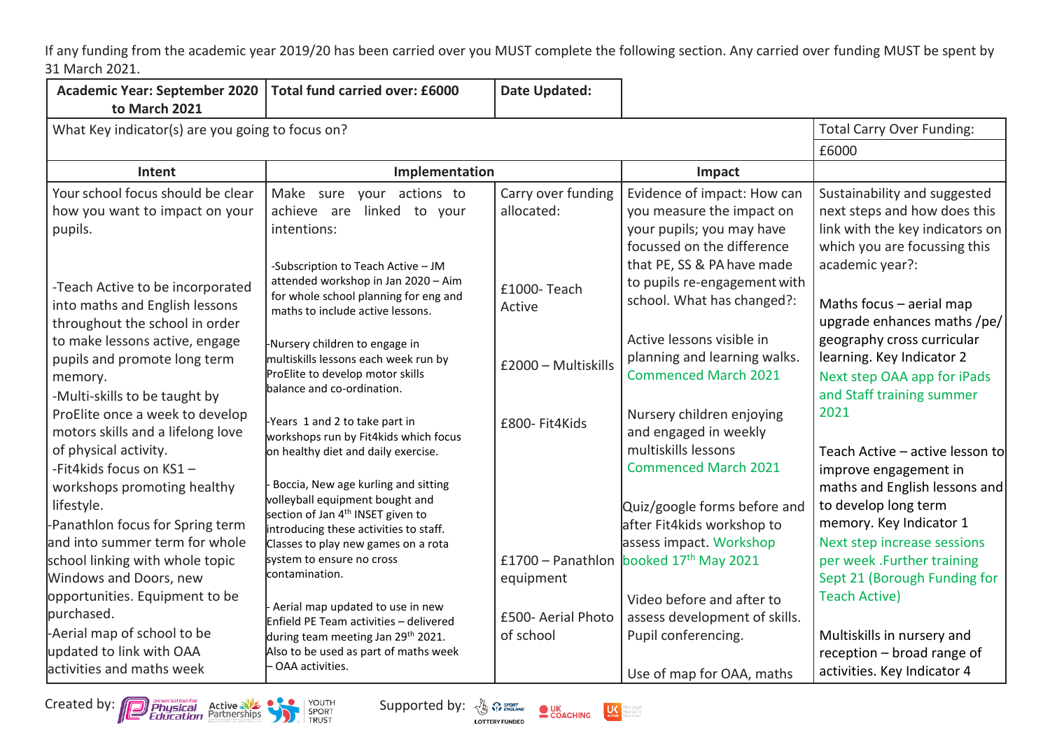If any funding from the academic year 2019/20 has been carried over you MUST complete the following section. Any carried over funding MUST be spent by 31 March 2021.

| Academic Year: September 2020 to March 2021 | Total fund carried over: £6000 | Date Updated: | | |
|---|---|---|---|---|
| What Key indicator(s) are you going to focus on? | | | | Total Carry Over Funding: |
| | | | | £6000 |
| **Intent** | **Implementation** | | **Impact** | |
| Your school focus should be clear how you want to impact on your pupils. | Make sure your actions to achieve are linked to your intentions: | Carry over funding allocated: | Evidence of impact: How can you measure the impact on your pupils; you may have focussed on the difference that PE, SS & PA have made to pupils re-engagement with school. What has changed?: | Sustainability and suggested next steps and how does this link with the key indicators on which you are focussing this academic year?: |
| -Teach Active to be incorporated into maths and English lessons throughout the school in order to make lessons active, engage pupils and promote long term memory.<br>-Multi-skills to be taught by ProElite once a week to develop motors skills and a lifelong love of physical activity.<br>-Fit4kids focus on KS1 – workshops promoting healthy lifestyle.<br>-Panathlon focus for Spring term and into summer term for whole school linking with whole topic Windows and Doors, new opportunities. Equipment to be purchased.<br>-Aerial map of school to be updated to link with OAA activities and maths week | -Subscription to Teach Active – JM attended workshop in Jan 2020 – Aim for whole school planning for eng and maths to include active lessons.<br>-Nursery children to engage in multiskills lessons each week run by ProElite to develop motor skills balance and co-ordination.<br>-Years 1 and 2 to take part in workshops run by Fit4kids which focus on healthy diet and daily exercise.<br>- Boccia, New age kurling and sitting volleyball equipment bought and section of Jan 4th INSET given to introducing these activities to staff. Classes to play new games on a rota system to ensure no cross contamination.<br>- Aerial map updated to use in new Enfield PE Team activities – delivered during team meeting Jan 29th 2021. Also to be used as part of maths week – OAA activities. | £1000- Teach Active<br>£2000 – Multiskills<br>£800- Fit4Kids<br>£1700 – Panathlon equipment<br>£500- Aerial Photo of school | Active lessons visible in planning and learning walks. Commenced March 2021<br>Nursery children enjoying and engaged in weekly multiskills lessons Commenced March 2021<br>Quiz/google forms before and after Fit4kids workshop to assess impact. Workshop booked 17th May 2021<br>Video before and after to assess development of skills. Pupil conferencing.<br>Use of map for OAA, maths | Maths focus – aerial map upgrade enhances maths /pe/ geography cross curricular learning. Key Indicator 2 Next step OAA app for iPads and Staff training summer 2021<br>Teach Active – active lesson to improve engagement in maths and English lessons and to develop long term memory. Key Indicator 1 Next step increase sessions per week .Further training Sept 21 (Borough Funding for Teach Active)<br>Multiskills in nursery and reception – broad range of activities. Key Indicator 4 |

Created by: association for Physical Education, Active Partnerships, Youth Sport Trust Supported by: Sport England Lottery Funded, UK Coaching, UK Active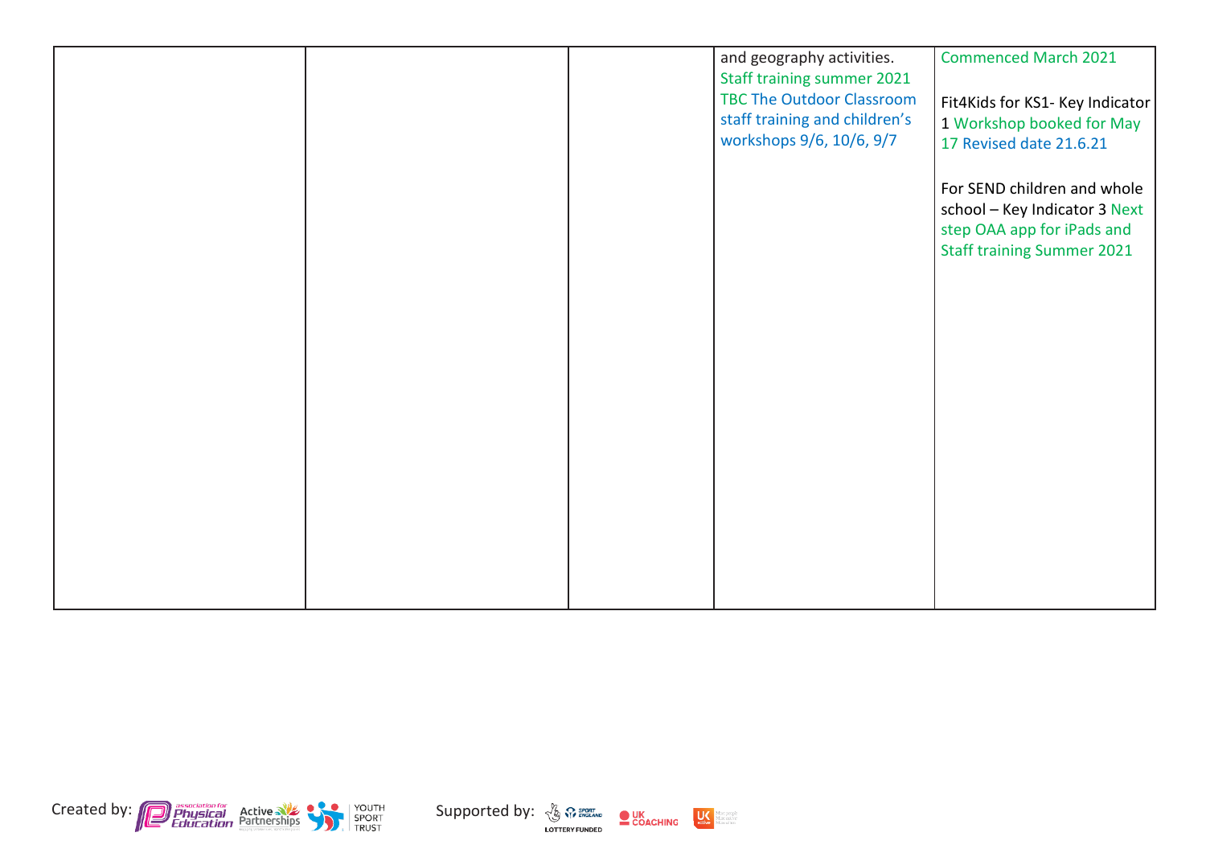| | | | | |
|---|---|---|---|---|
| | | | and geography activities. Staff training summer 2021 TBC The Outdoor Classroom staff training and children's workshops 9/6, 10/6, 9/7 | Commenced March 2021<br><br>Fit4Kids for KS1- Key Indicator 1 Workshop booked for May 17 Revised date 21.6.21<br><br>For SEND children and whole school – Key Indicator 3 Next step OAA app for iPads and Staff training Summer 2021 |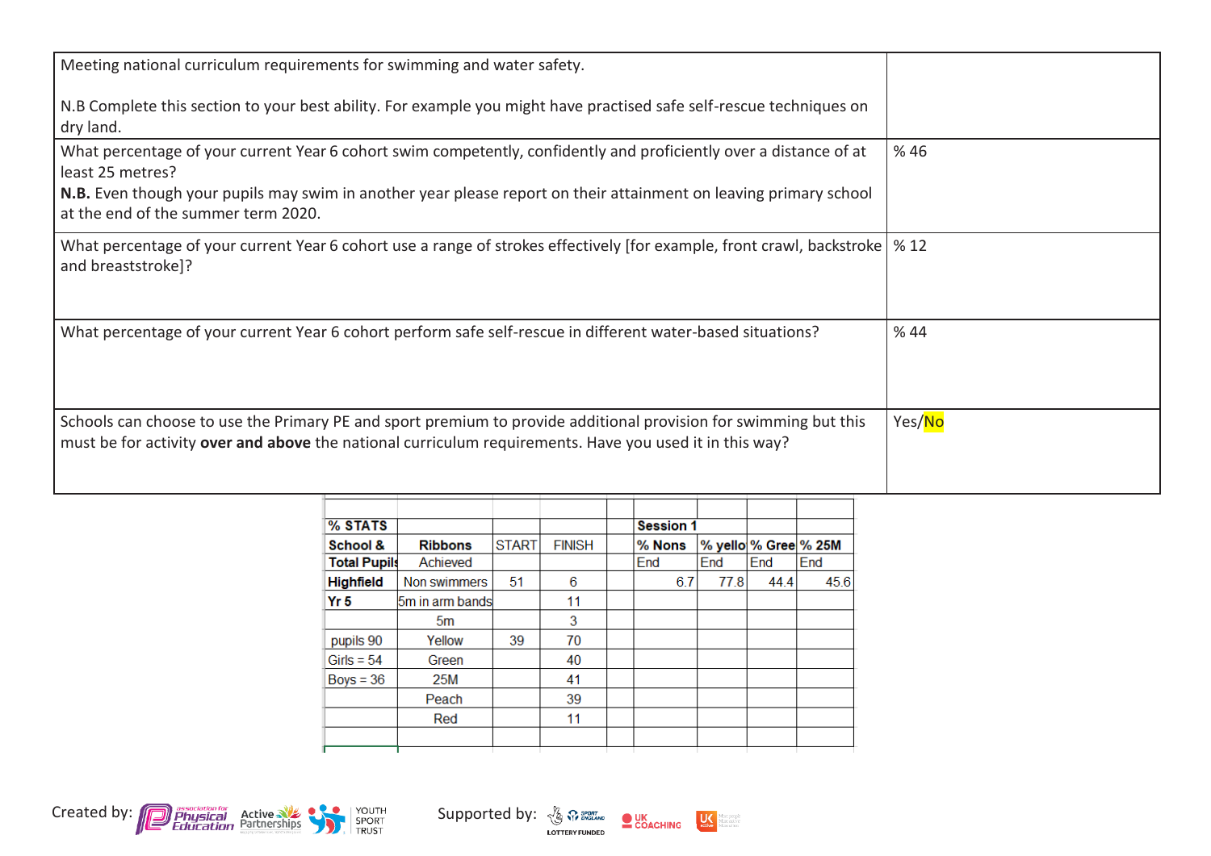| Meeting national curriculum requirements for swimming and water safety.<br><br>N.B Complete this section to your best ability. For example you might have practised safe self-rescue techniques on dry land. | |
|---|---|
| What percentage of your current Year 6 cohort swim competently, confidently and proficiently over a distance of at least 25 metres?<br>**N.B.** Even though your pupils may swim in another year please report on their attainment on leaving primary school at the end of the summer term 2020. | % 46 |
| What percentage of your current Year 6 cohort use a range of strokes effectively [for example, front crawl, backstroke and breaststroke]? | % 12 |
| What percentage of your current Year 6 cohort perform safe self-rescue in different water-based situations? | % 44 |
| Schools can choose to use the Primary PE and sport premium to provide additional provision for swimming but this must be for activity **over and above** the national curriculum requirements. Have you used it in this way? | Yes/No |

| % STATS | | | | | Session 1 | | | |
|---|---|---|---|---|---|---|---|---|
| School & | Ribbons | START | FINISH | | % Nons | % yello | % Gree | % 25M |
| Total Pupils | Achieved | | | | End | End | End | End |
| Highfield | Non swimmers | 51 | 6 | | 6.7 | 77.8 | 44.4 | 45.6 |
| Yr 5 | 5m in arm bands | | 11 | | | | | |
| | 5m | | 3 | | | | | |
| pupils 90 | Yellow | 39 | 70 | | | | | |
| Girls = 54 | Green | | 40 | | | | | |
| Boys = 36 | 25M | | 41 | | | | | |
| | Peach | | 39 | | | | | |
| | Red | | 11 | | | | | |

Created by: association for Physical Education, Active Partnerships, Youth Sport Trust

Supported by: Sport England Lottery Funded, UK Coaching, UK Active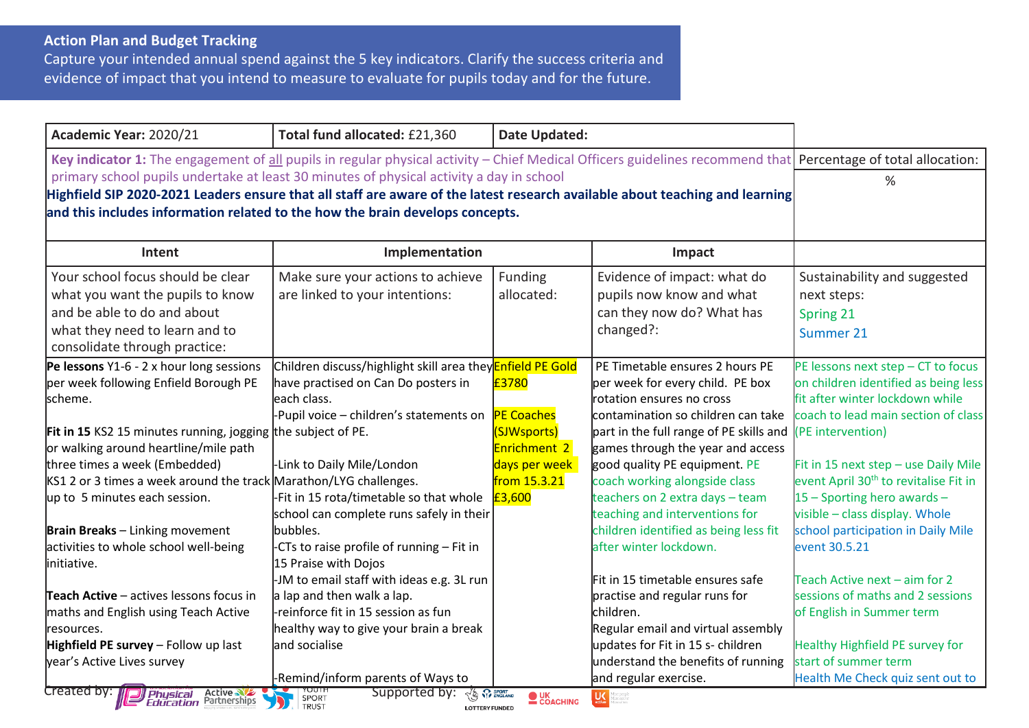## Action Plan and Budget Tracking

Capture your intended annual spend against the 5 key indicators. Clarify the success criteria and evidence of impact that you intend to measure to evaluate for pupils today and for the future.

| **Academic Year:** 2020/21 | **Total fund allocated:** £21,360 | **Date Updated:** | | | |
|---|---|---|---|---|---|
| **Key indicator 1:** The engagement of all pupils in regular physical activity – Chief Medical Officers guidelines recommend that primary school pupils undertake at least 30 minutes of physical activity a day in school **Highfield SIP 2020-2021 Leaders ensure that all staff are aware of the latest research available about teaching and learning and this includes information related to the how the brain develops concepts.** | | | | | Percentage of total allocation: % |
| **Intent** | **Implementation** | | **Impact** | | |
| Your school focus should be clear what you want the pupils to know and be able to do and about what they need to learn and to consolidate through practice: | Make sure your actions to achieve are linked to your intentions: | Funding allocated: | Evidence of impact: what do pupils now know and what can they now do? What has changed?: | | Sustainability and suggested next steps: Spring 21 Summer 21 |
| **Pe lessons** Y1-6 - 2 x hour long sessions per week following Enfield Borough PE scheme.<br><br>**Fit in 15** KS2 15 minutes running, jogging or walking around heartline/mile path three times a week (Embedded) KS1 2 or 3 times a week around the track up to 5 minutes each session.<br><br>**Brain Breaks** – Linking movement activities to whole school well-being initiative.<br><br>**Teach Active** – actives lessons focus in maths and English using Teach Active resources.<br>**Highfield PE survey** – Follow up last year's Active Lives survey | Children discuss/highlight skill area they have practised on Can Do posters in each class.<br>-Pupil voice – children's statements on the subject of PE.<br><br>-Link to Daily Mile/London Marathon/LYG challenges.<br>-Fit in 15 rota/timetable so that whole school can complete runs safely in their bubbles.<br>-CTs to raise profile of running – Fit in 15 Praise with Dojos<br>-JM to email staff with ideas e.g. 3L run a lap and then walk a lap.<br>-reinforce fit in 15 session as fun healthy way to give your brain a break and socialise<br><br>-Remind/inform parents of Ways to | Enfield PE Gold £3780<br><br>PE Coaches (SJWsports) Enrichment 2 days per week from 15.3.21 £3,600 | PE Timetable ensures 2 hours PE per week for every child. PE box rotation ensures no cross contamination so children can take part in the full range of PE skills and games through the year and access good quality PE equipment. PE coach working alongside class teachers on 2 extra days – team teaching and interventions for children identified as being less fit after winter lockdown.<br><br>Fit in 15 timetable ensures safe practise and regular runs for children.<br>Regular email and virtual assembly updates for Fit in 15 s- children understand the benefits of running and regular exercise. | | PE lessons next step – CT to focus on children identified as being less fit after winter lockdown while coach to lead main section of class (PE intervention)<br><br>Fit in 15 next step – use Daily Mile event April 30th to revitalise Fit in 15 – Sporting hero awards – visible – class display. Whole school participation in Daily Mile event 30.5.21<br><br>Teach Active next – aim for 2 sessions of maths and 2 sessions of English in Summer term<br><br>Healthy Highfield PE survey for start of summer term<br>Health Me Check quiz sent out to |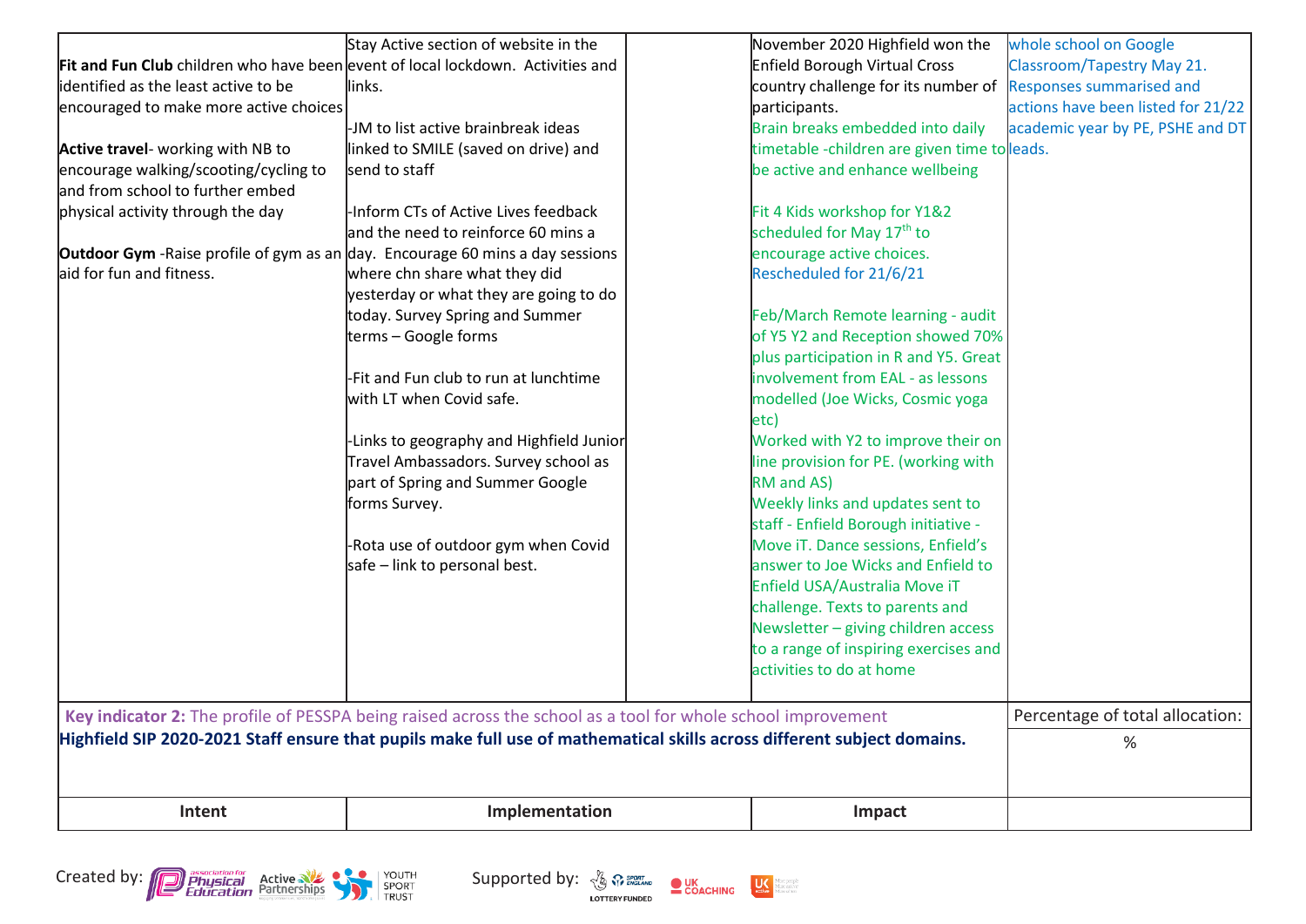| | | | | |
|---|---|---|---|---|
| **Fit and Fun Club** children who have been identified as the least active to be encouraged to make more active choices<br><br>**Active travel**- working with NB to encourage walking/scooting/cycling to and from school to further embed physical activity through the day<br><br>**Outdoor Gym** -Raise profile of gym as an aid for fun and fitness. | Stay Active section of website in the event of local lockdown. Activities and links.<br><br>-JM to list active brainbreak ideas linked to SMILE (saved on drive) and send to staff<br><br>-Inform CTs of Active Lives feedback and the need to reinforce 60 mins a day. Encourage 60 mins a day sessions where chn share what they did yesterday or what they are going to do today. Survey Spring and Summer terms – Google forms<br><br>-Fit and Fun club to run at lunchtime with LT when Covid safe.<br><br>-Links to geography and Highfield Junior Travel Ambassadors. Survey school as part of Spring and Summer Google forms Survey.<br><br>-Rota use of outdoor gym when Covid safe – link to personal best. | | November 2020 Highfield won the Enfield Borough Virtual Cross country challenge for its number of participants.<br>Brain breaks embedded into daily timetable -children are given time to be active and enhance wellbeing<br><br>Fit 4 Kids workshop for Y1&2 scheduled for May 17th to encourage active choices.<br>Rescheduled for 21/6/21<br><br>Feb/March Remote learning - audit of Y5 Y2 and Reception showed 70% plus participation in R and Y5. Great involvement from EAL - as lessons modelled (Joe Wicks, Cosmic yoga etc)<br>Worked with Y2 to improve their on line provision for PE. (working with RM and AS)<br>Weekly links and updates sent to staff - Enfield Borough initiative - Move iT. Dance sessions, Enfield's answer to Joe Wicks and Enfield to Enfield USA/Australia Move iT challenge. Texts to parents and Newsletter – giving children access to a range of inspiring exercises and activities to do at home | whole school on Google Classroom/Tapestry May 21. Responses summarised and actions have been listed for 21/22 academic year by PE, PSHE and DT leads. |

| | | | |
|---|---|---|---|
| **Key indicator 2:** The profile of PESSPA being raised across the school as a tool for whole school improvement<br>**Highfield SIP 2020-2021 Staff ensure that pupils make full use of mathematical skills across different subject domains.** | | | Percentage of total allocation:<br><br>% |
| **Intent** | **Implementation** | **Impact** | |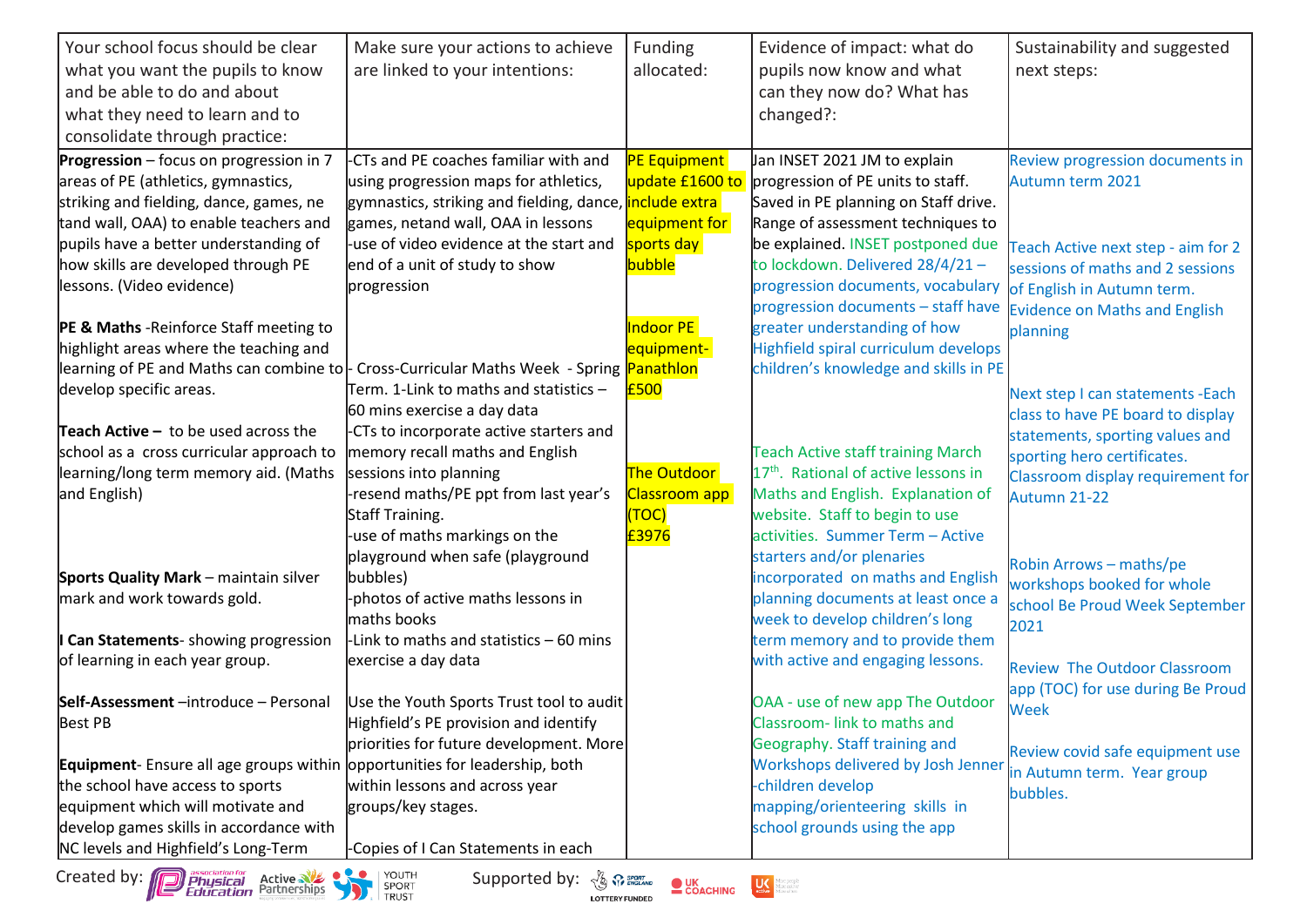| Your school focus should be clear what you want the pupils to know and be able to do and about what they need to learn and to consolidate through practice: | Make sure your actions to achieve are linked to your intentions: | Funding allocated: | Evidence of impact: what do pupils now know and what can they now do? What has changed?: | Sustainability and suggested next steps: |
|---|---|---|---|---|
| **Progression** – focus on progression in 7 areas of PE (athletics, gymnastics, striking and fielding, dance, games, ne tand wall, OAA) to enable teachers and pupils have a better understanding of how skills are developed through PE lessons. (Video evidence)<br><br>**PE & Maths** -Reinforce Staff meeting to highlight areas where the teaching and learning of PE and Maths can combine to develop specific areas.<br><br>**Teach Active –** to be used across the school as a cross curricular approach to learning/long term memory aid. (Maths and English)<br><br>**Sports Quality Mark** – maintain silver mark and work towards gold.<br><br>**I Can Statements**- showing progression of learning in each year group.<br><br>**Self-Assessment** –introduce – Personal Best PB<br><br>**Equipment**- Ensure all age groups within the school have access to sports equipment which will motivate and develop games skills in accordance with NC levels and Highfield's Long-Term | -CTs and PE coaches familiar with and using progression maps for athletics, gymnastics, striking and fielding, dance, games, netand wall, OAA in lessons<br>-use of video evidence at the start and end of a unit of study to show progression<br><br>- Cross-Curricular Maths Week - Spring Term. 1-Link to maths and statistics – 60 mins exercise a day data<br>-CTs to incorporate active starters and memory recall maths and English sessions into planning<br>-resend maths/PE ppt from last year's Staff Training.<br>-use of maths markings on the playground when safe (playground bubbles)<br>-photos of active maths lessons in maths books<br>-Link to maths and statistics – 60 mins exercise a day data<br><br>Use the Youth Sports Trust tool to audit Highfield's PE provision and identify priorities for future development. More opportunities for leadership, both within lessons and across year groups/key stages.<br><br>-Copies of I Can Statements in each | PE Equipment update £1600 to include extra equipment for sports day bubble<br><br>Indoor PE equipment- Panathlon £500<br><br>The Outdoor Classroom app (TOC) £3976 | Jan INSET 2021 JM to explain progression of PE units to staff. Saved in PE planning on Staff drive. Range of assessment techniques to be explained. INSET postponed due to lockdown. Delivered 28/4/21 – progression documents, vocabulary progression documents – staff have greater understanding of how Highfield spiral curriculum develops children's knowledge and skills in PE<br><br>Teach Active staff training March 17th. Rational of active lessons in Maths and English. Explanation of website. Staff to begin to use activities. Summer Term – Active starters and/or plenaries incorporated on maths and English planning documents at least once a week to develop children's long term memory and to provide them with active and engaging lessons.<br><br>OAA - use of new app The Outdoor Classroom- link to maths and Geography. Staff training and Workshops delivered by Josh Jenner -children develop mapping/orienteering skills in school grounds using the app | Review progression documents in Autumn term 2021<br><br>Teach Active next step - aim for 2 sessions of maths and 2 sessions of English in Autumn term. Evidence on Maths and English planning<br><br>Next step I can statements -Each class to have PE board to display statements, sporting values and sporting hero certificates. Classroom display requirement for Autumn 21-22<br><br>Robin Arrows – maths/pe workshops booked for whole school Be Proud Week September 2021<br><br>Review The Outdoor Classroom app (TOC) for use during Be Proud Week<br><br>Review covid safe equipment use in Autumn term. Year group bubbles. |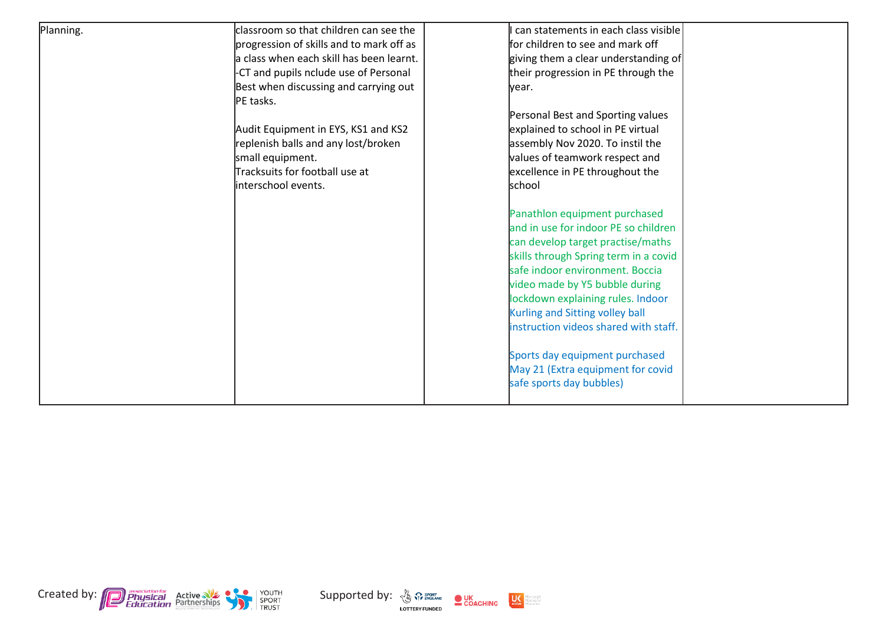| | | | | |
|---|---|---|---|---|
| Planning. | classroom so that children can see the progression of skills and to mark off as a class when each skill has been learnt.<br>-CT and pupils nclude use of Personal Best when discussing and carrying out PE tasks.<br><br>Audit Equipment in EYS, KS1 and KS2 replenish balls and any lost/broken small equipment.<br>Tracksuits for football use at interschool events. | | I can statements in each class visible for children to see and mark off giving them a clear understanding of their progression in PE through the year.<br><br>Personal Best and Sporting values explained to school in PE virtual assembly Nov 2020. To instil the values of teamwork respect and excellence in PE throughout the school<br><br>Panathlon equipment purchased and in use for indoor PE so children can develop target practise/maths skills through Spring term in a covid safe indoor environment. Boccia video made by Y5 bubble during lockdown explaining rules. Indoor Kurling and Sitting volley ball instruction videos shared with staff.<br><br>Sports day equipment purchased May 21 (Extra equipment for covid safe sports day bubbles) | |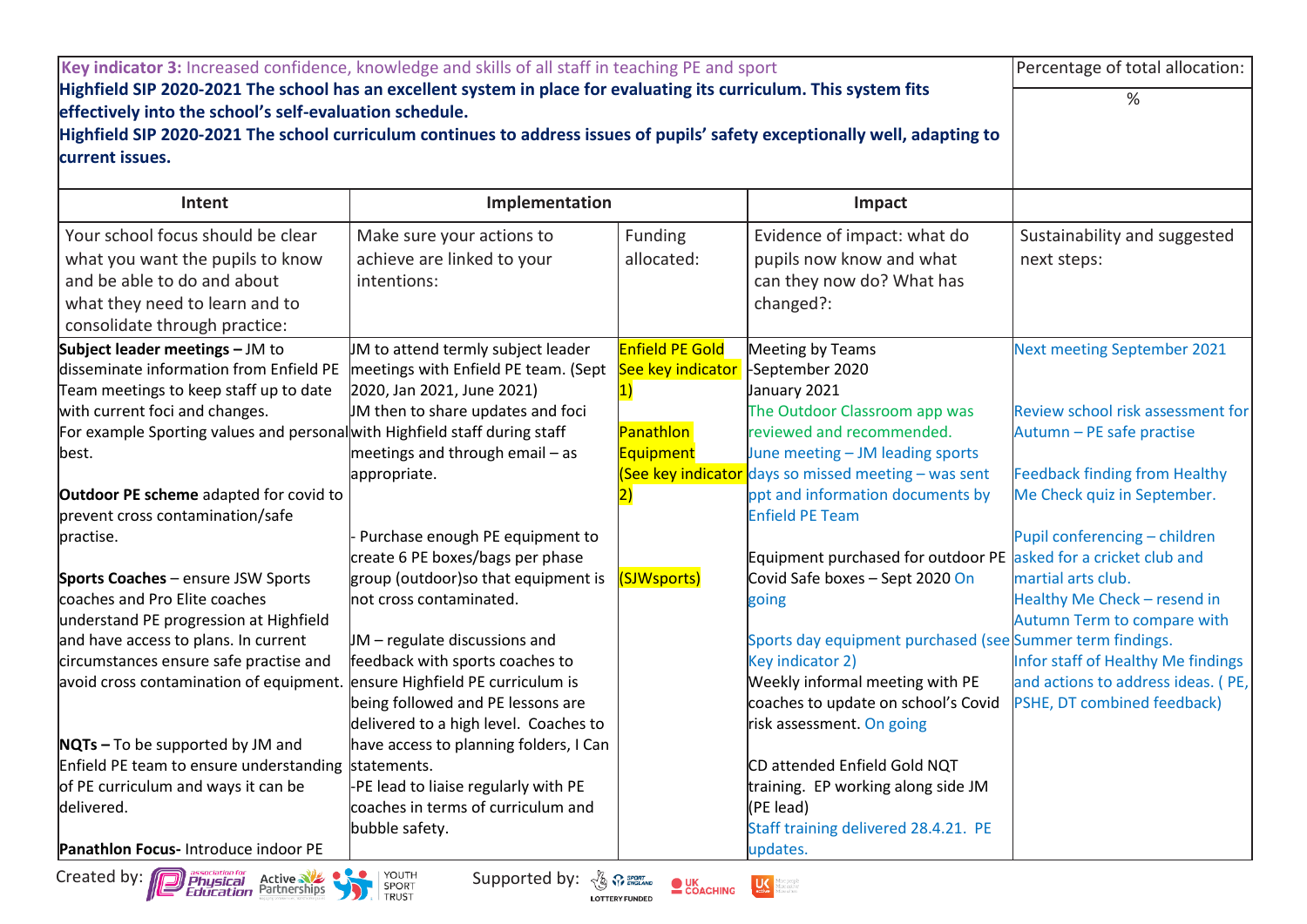| Key indicator 3: Increased confidence, knowledge and skills of all staff in teaching PE and sport<br>**Highfield SIP 2020-2021 The school has an excellent system in place for evaluating its curriculum. This system fits effectively into the school's self-evaluation schedule.**<br>**Highfield SIP 2020-2021 The school curriculum continues to address issues of pupils' safety exceptionally well, adapting to current issues.** | | | | Percentage of total allocation:<br>% |
|---|---|---|---|---|
| **Intent** | **Implementation** | | **Impact** | |
| Your school focus should be clear what you want the pupils to know and be able to do and about what they need to learn and to consolidate through practice: | Make sure your actions to achieve are linked to your intentions: | Funding allocated: | Evidence of impact: what do pupils now know and what can they now do? What has changed?: | Sustainability and suggested next steps: |
| **Subject leader meetings –** JM to disseminate information from Enfield PE Team meetings to keep staff up to date with current foci and changes.<br>For example Sporting values and personal best.<br><br>**Outdoor PE scheme** adapted for covid to prevent cross contamination/safe practise.<br><br>**Sports Coaches** – ensure JSW Sports coaches and Pro Elite coaches understand PE progression at Highfield and have access to plans. In current circumstances ensure safe practise and avoid cross contamination of equipment.<br><br>**NQTs –** To be supported by JM and Enfield PE team to ensure understanding of PE curriculum and ways it can be delivered.<br><br>**Panathlon Focus-** Introduce indoor PE | JM to attend termly subject leader meetings with Enfield PE team. (Sept 2020, Jan 2021, June 2021)<br>JM then to share updates and foci with Highfield staff during staff meetings and through email – as appropriate.<br><br>- Purchase enough PE equipment to create 6 PE boxes/bags per phase group (outdoor)so that equipment is not cross contaminated.<br><br>JM – regulate discussions and feedback with sports coaches to ensure Highfield PE curriculum is being followed and PE lessons are delivered to a high level. Coaches to have access to planning folders, I Can statements.<br>-PE lead to liaise regularly with PE coaches in terms of curriculum and bubble safety. | Enfield PE Gold See key indicator 1)<br><br>Panathlon Equipment (See key indicator 2)<br><br>(SJWsports) | Meeting by Teams<br>-September 2020<br>January 2021<br>The Outdoor Classroom app was reviewed and recommended.<br>June meeting – JM leading sports days so missed meeting – was sent ppt and information documents by Enfield PE Team<br><br>Equipment purchased for outdoor PE Covid Safe boxes – Sept 2020 On going<br><br>Sports day equipment purchased (see Key indicator 2)<br>Weekly informal meeting with PE coaches to update on school's Covid risk assessment. On going<br><br>CD attended Enfield Gold NQT training. EP working along side JM (PE lead)<br>Staff training delivered 28.4.21. PE updates. | Next meeting September 2021<br><br>Review school risk assessment for Autumn – PE safe practise<br><br>Feedback finding from Healthy Me Check quiz in September.<br><br>Pupil conferencing – children asked for a cricket club and martial arts club.<br>Healthy Me Check – resend in Autumn Term to compare with Summer term findings.<br>Infor staff of Healthy Me findings and actions to address ideas. ( PE, PSHE, DT combined feedback) |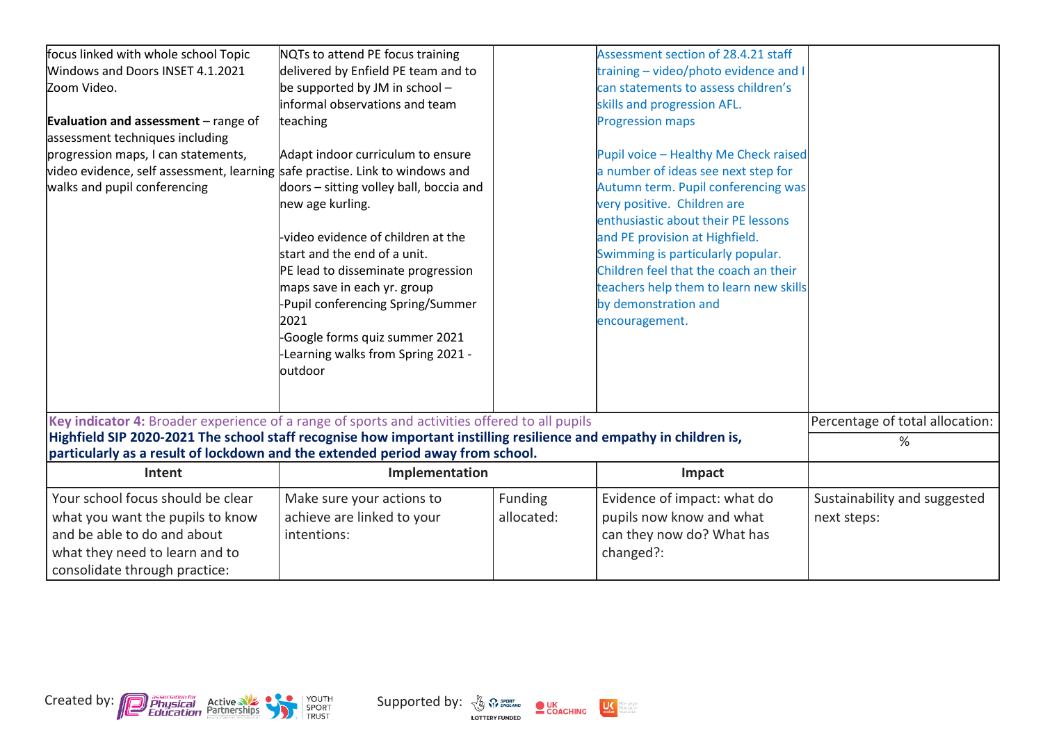| | | | | |
|---|---|---|---|---|
| focus linked with whole school Topic Windows and Doors INSET 4.1.2021 Zoom Video.<br><br>**Evaluation and assessment** – range of assessment techniques including progression maps, I can statements, video evidence, self assessment, learning walks and pupil conferencing | NQTs to attend PE focus training delivered by Enfield PE team and to be supported by JM in school – informal observations and team teaching<br><br>Adapt indoor curriculum to ensure safe practise. Link to windows and doors – sitting volley ball, boccia and new age kurling.<br><br>-video evidence of children at the start and the end of a unit.<br>PE lead to disseminate progression maps save in each yr. group<br>-Pupil conferencing Spring/Summer 2021<br>-Google forms quiz summer 2021<br>-Learning walks from Spring 2021 - outdoor | | Assessment section of 28.4.21 staff training – video/photo evidence and I can statements to assess children's skills and progression AFL. Progression maps<br><br>Pupil voice – Healthy Me Check raised a number of ideas see next step for Autumn term. Pupil conferencing was very positive. Children are enthusiastic about their PE lessons and PE provision at Highfield. Swimming is particularly popular. Children feel that the coach an their teachers help them to learn new skills by demonstration and encouragement. | |

| | | | | |
|---|---|---|---|---|
| **Key indicator 4:** Broader experience of a range of sports and activities offered to all pupils | | | | Percentage of total allocation: |
| **Highfield SIP 2020-2021 The school staff recognise how important instilling resilience and empathy in children is, particularly as a result of lockdown and the extended period away from school.** | | | | % |
| **Intent** | **Implementation** | | **Impact** | |
| Your school focus should be clear what you want the pupils to know and be able to do and about what they need to learn and to consolidate through practice: | Make sure your actions to achieve are linked to your intentions: | Funding allocated: | Evidence of impact: what do pupils now know and what can they now do? What has changed?: | Sustainability and suggested next steps: |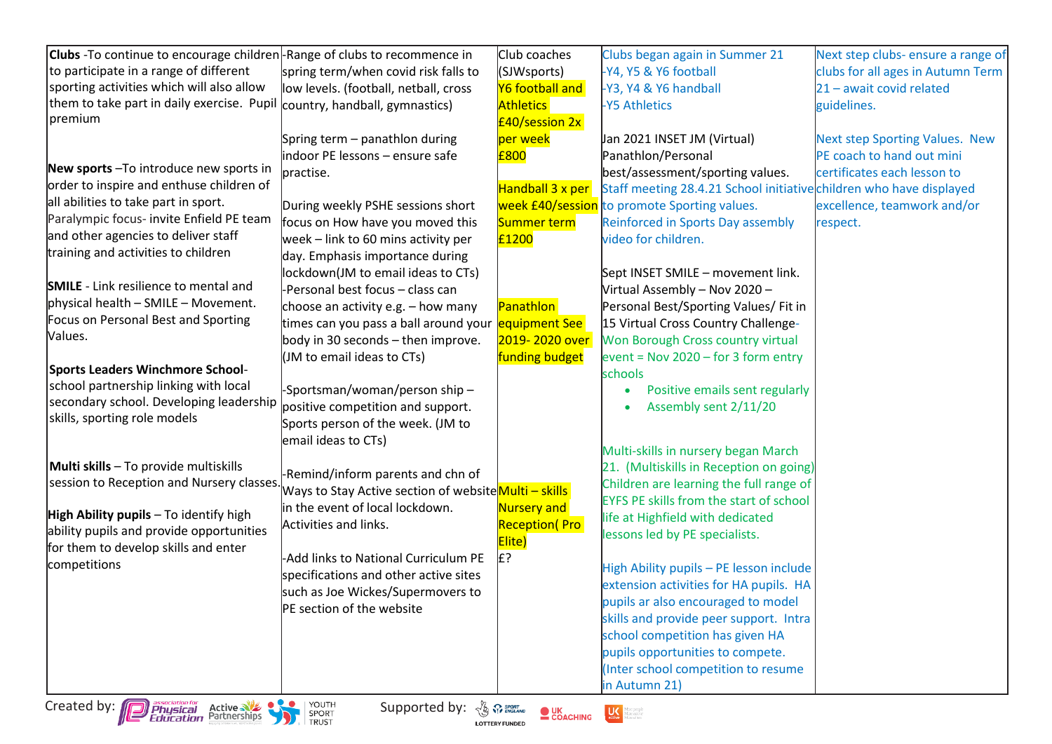| | | | | |
|---|---|---|---|---|
| **Clubs** -To continue to encourage children to participate in a range of different sporting activities which will also allow them to take part in daily exercise. Pupil premium<br><br>**New sports** –To introduce new sports in order to inspire and enthuse children of all abilities to take part in sport.<br>Paralympic focus- invite Enfield PE team and other agencies to deliver staff training and activities to children<br><br>**SMILE** - Link resilience to mental and physical health – SMILE – Movement. Focus on Personal Best and Sporting Values.<br><br>**Sports Leaders Winchmore School**- school partnership linking with local secondary school. Developing leadership skills, sporting role models<br><br>**Multi skills** – To provide multiskills session to Reception and Nursery classes.<br><br>**High Ability pupils** – To identify high ability pupils and provide opportunities for them to develop skills and enter competitions | -Range of clubs to recommence in spring term/when covid risk falls to low levels. (football, netball, cross country, handball, gymnastics)<br><br>Spring term – panathlon during indoor PE lessons – ensure safe practise.<br><br>During weekly PSHE sessions short focus on How have you moved this week – link to 60 mins activity per day. Emphasis importance during lockdown(JM to email ideas to CTs)<br>-Personal best focus – class can choose an activity e.g. – how many times can you pass a ball around your body in 30 seconds – then improve. (JM to email ideas to CTs)<br><br>-Sportsman/woman/person ship – positive competition and support. Sports person of the week. (JM to email ideas to CTs)<br><br>-Remind/inform parents and chn of Ways to Stay Active section of website in the event of local lockdown. Activities and links.<br><br>-Add links to National Curriculum PE specifications and other active sites such as Joe Wickes/Supermovers to PE section of the website | Club coaches (SJWsports)<br>Y6 football and Athletics £40/session 2x per week £800<br><br>Handball 3 x per week £40/session Summer term £1200<br><br>Panathlon equipment See 2019- 2020 over funding budget<br><br>Multi – skills Nursery and Reception( Pro Elite)<br>£? | Clubs began again in Summer 21<br>-Y4, Y5 & Y6 football<br>-Y3, Y4 & Y6 handball<br>-Y5 Athletics<br><br>Jan 2021 INSET JM (Virtual) Panathlon/Personal best/assessment/sporting values.<br>Staff meeting 28.4.21 School initiative to promote Sporting values. Reinforced in Sports Day assembly video for children.<br><br>Sept INSET SMILE – movement link.<br>Virtual Assembly – Nov 2020 – Personal Best/Sporting Values/ Fit in 15 Virtual Cross Country Challenge- Won Borough Cross country virtual event = Nov 2020 – for 3 form entry schools<br>• Positive emails sent regularly<br>• Assembly sent 2/11/20<br><br>Multi-skills in nursery began March 21. (Multiskills in Reception on going) Children are learning the full range of EYFS PE skills from the start of school life at Highfield with dedicated lessons led by PE specialists.<br><br>High Ability pupils – PE lesson include extension activities for HA pupils. HA pupils ar also encouraged to model skills and provide peer support. Intra school competition has given HA pupils opportunities to compete. (Inter school competition to resume in Autumn 21) | Next step clubs- ensure a range of clubs for all ages in Autumn Term 21 – await covid related guidelines.<br><br>Next step Sporting Values. New PE coach to hand out mini certificates each lesson to children who have displayed excellence, teamwork and/or respect. |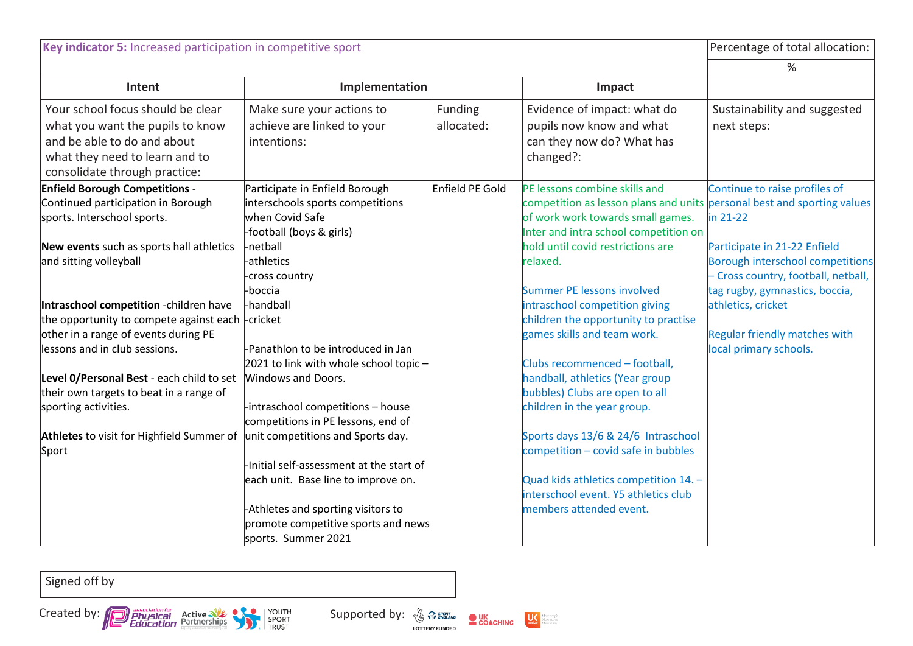| **Key indicator 5:** Increased participation in competitive sport | | | | Percentage of total allocation: |
|---|---|---|---|---|
| | | | | % |
| **Intent** | **Implementation** | | **Impact** | |
| Your school focus should be clear what you want the pupils to know and be able to do and about what they need to learn and to consolidate through practice: | Make sure your actions to achieve are linked to your intentions: | Funding allocated: | Evidence of impact: what do pupils now know and what can they now do? What has changed?: | Sustainability and suggested next steps: |
| **Enfield Borough Competitions** - Continued participation in Borough sports. Interschool sports.<br><br>**New events** such as sports hall athletics and sitting volleyball<br><br>**Intraschool competition** -children have the opportunity to compete against each other in a range of events during PE lessons and in club sessions.<br><br>**Level 0/Personal Best** - each child to set their own targets to beat in a range of sporting activities.<br><br>**Athletes** to visit for Highfield Summer of Sport | Participate in Enfield Borough interschools sports competitions when Covid Safe<br>-football (boys & girls)<br>-netball<br>-athletics<br>-cross country<br>-boccia<br>-handball<br>-cricket<br><br>-Panathlon to be introduced in Jan 2021 to link with whole school topic – Windows and Doors.<br><br>-intraschool competitions – house competitions in PE lessons, end of unit competitions and Sports day.<br><br>-Initial self-assessment at the start of each unit. Base line to improve on.<br><br>-Athletes and sporting visitors to promote competitive sports and news sports. Summer 2021 | Enfield PE Gold | PE lessons combine skills and competition as lesson plans and units of work work towards small games. Inter and intra school competition on hold until covid restrictions are relaxed.<br><br>Summer PE lessons involved intraschool competition giving children the opportunity to practise games skills and team work.<br><br>Clubs recommenced – football, handball, athletics (Year group bubbles) Clubs are open to all children in the year group.<br><br>Sports days 13/6 & 24/6 Intraschool competition – covid safe in bubbles<br><br>Quad kids athletics competition 14. – interschool event. Y5 athletics club members attended event. | Continue to raise profiles of personal best and sporting values in 21-22<br><br>Participate in 21-22 Enfield Borough interschool competitions – Cross country, football, netball, tag rugby, gymnastics, boccia, athletics, cricket<br><br>Regular friendly matches with local primary schools. |

| Signed off by |
|---|

Created by: Physical Education, Active Partnerships, Youth Sport Trust

Supported by: Sport England, UK Coaching, UK Active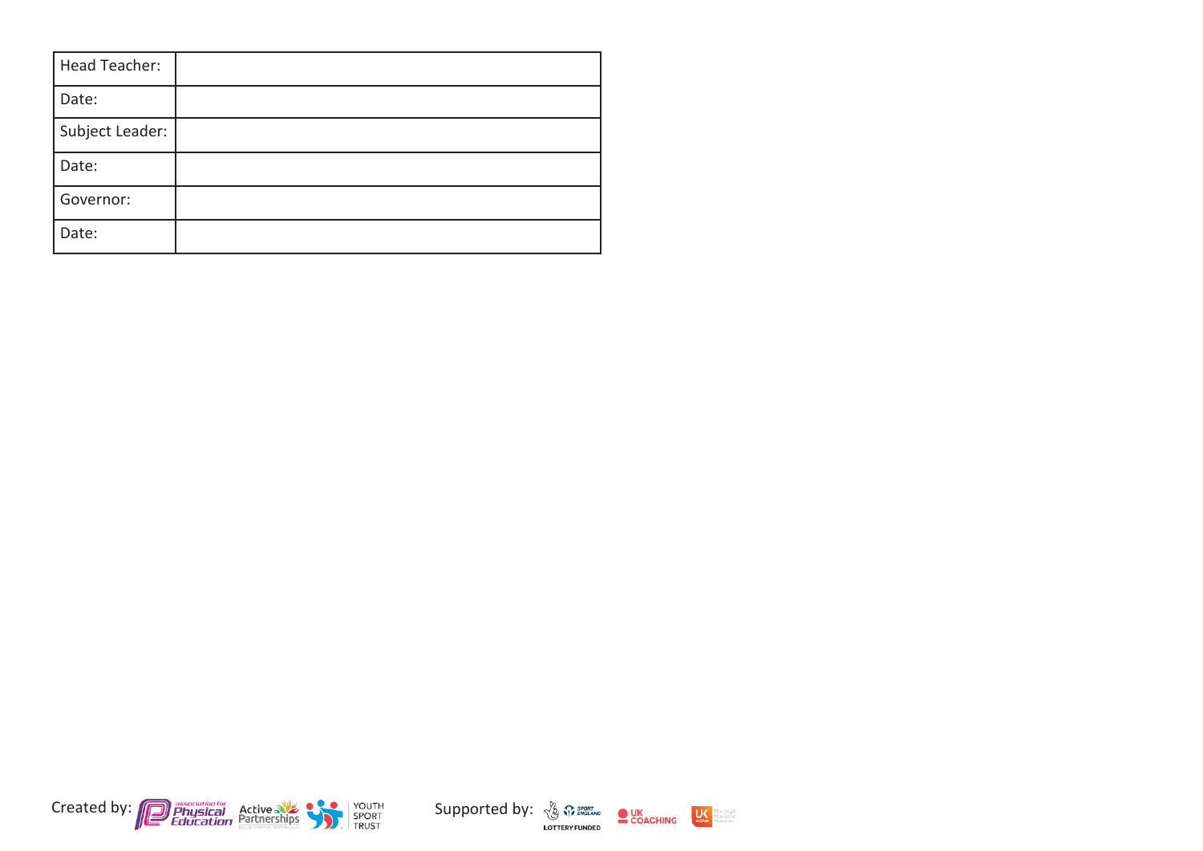| | |
|---|---|
| Head Teacher: | |
| Date: | |
| Subject Leader: | |
| Date: | |
| Governor: | |
| Date: | |

Created by:

Supported by: